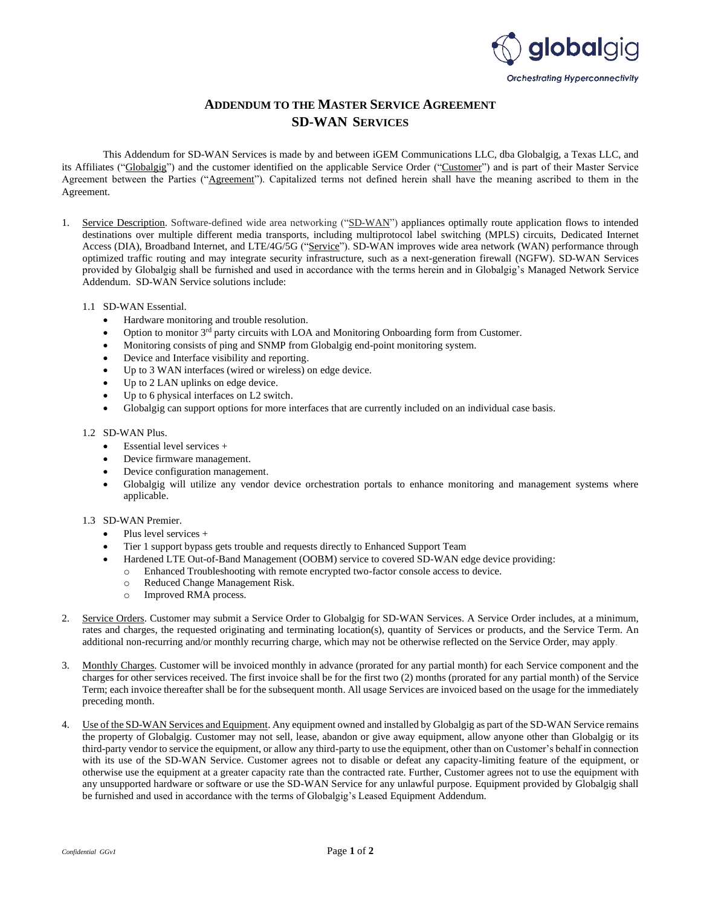# ADDENDUM TO THE MASTER SERVICE AGREEMENT
# SD-WAN SERVICES

This Addendum for SD-WAN Services is made by and between iGEM Communications LLC, dba Globalgig, a Texas LLC, and its Affiliates ("Globalgig") and the customer identified on the applicable Service Order ("Customer") and is part of their Master Service Agreement between the Parties ("Agreement"). Capitalized terms not defined herein shall have the meaning ascribed to them in the Agreement.

1. Service Description. Software-defined wide area networking ("SD-WAN") appliances optimally route application flows to intended destinations over multiple different media transports, including multiprotocol label switching (MPLS) circuits, Dedicated Internet Access (DIA), Broadband Internet, and LTE/4G/5G ("Service"). SD-WAN improves wide area network (WAN) performance through optimized traffic routing and may integrate security infrastructure, such as a next-generation firewall (NGFW). SD-WAN Services provided by Globalgig shall be furnished and used in accordance with the terms herein and in Globalgig's Managed Network Service Addendum. SD-WAN Service solutions include:

   1.1 SD-WAN Essential.
   - Hardware monitoring and trouble resolution.
   - Option to monitor 3rd party circuits with LOA and Monitoring Onboarding form from Customer.
   - Monitoring consists of ping and SNMP from Globalgig end-point monitoring system.
   - Device and Interface visibility and reporting.
   - Up to 3 WAN interfaces (wired or wireless) on edge device.
   - Up to 2 LAN uplinks on edge device.
   - Up to 6 physical interfaces on L2 switch.
   - Globalgig can support options for more interfaces that are currently included on an individual case basis.

   1.2 SD-WAN Plus.
   - Essential level services +
   - Device firmware management.
   - Device configuration management.
   - Globalgig will utilize any vendor device orchestration portals to enhance monitoring and management systems where applicable.

   1.3 SD-WAN Premier.
   - Plus level services +
   - Tier 1 support bypass gets trouble and requests directly to Enhanced Support Team
   - Hardened LTE Out-of-Band Management (OOBM) service to covered SD-WAN edge device providing:
     - Enhanced Troubleshooting with remote encrypted two-factor console access to device.
     - Reduced Change Management Risk.
     - Improved RMA process.

2. Service Orders. Customer may submit a Service Order to Globalgig for SD-WAN Services. A Service Order includes, at a minimum, rates and charges, the requested originating and terminating location(s), quantity of Services or products, and the Service Term. An additional non-recurring and/or monthly recurring charge, which may not be otherwise reflected on the Service Order, may apply.

3. Monthly Charges. Customer will be invoiced monthly in advance (prorated for any partial month) for each Service component and the charges for other services received. The first invoice shall be for the first two (2) months (prorated for any partial month) of the Service Term; each invoice thereafter shall be for the subsequent month. All usage Services are invoiced based on the usage for the immediately preceding month.

4. Use of the SD-WAN Services and Equipment. Any equipment owned and installed by Globalgig as part of the SD-WAN Service remains the property of Globalgig. Customer may not sell, lease, abandon or give away equipment, allow anyone other than Globalgig or its third-party vendor to service the equipment, or allow any third-party to use the equipment, other than on Customer's behalf in connection with its use of the SD-WAN Service. Customer agrees not to disable or defeat any capacity-limiting feature of the equipment, or otherwise use the equipment at a greater capacity rate than the contracted rate. Further, Customer agrees not to use the equipment with any unsupported hardware or software or use the SD-WAN Service for any unlawful purpose. Equipment provided by Globalgig shall be furnished and used in accordance with the terms of Globalgig's Leased Equipment Addendum.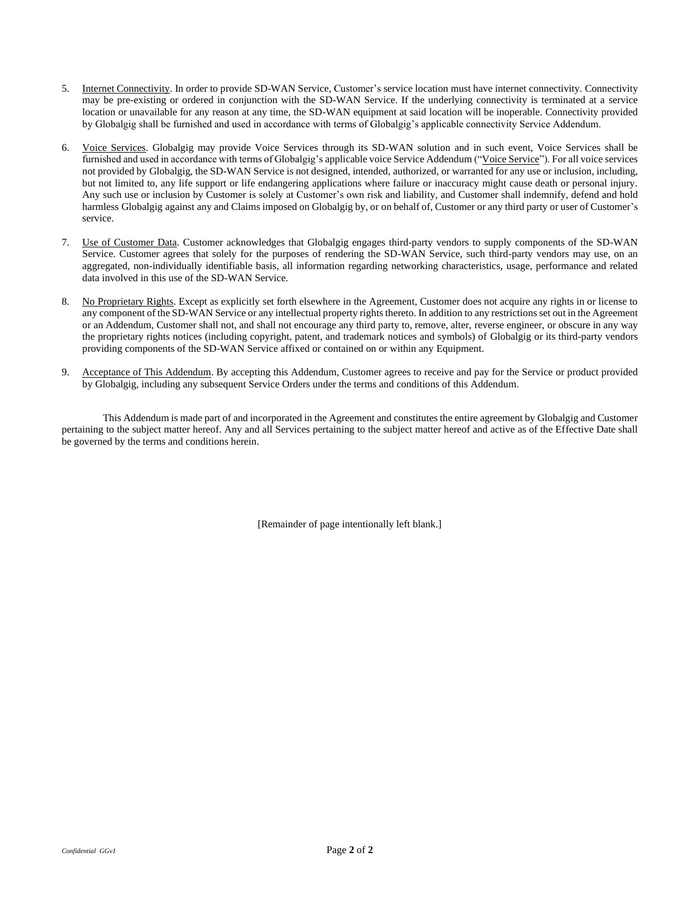5. Internet Connectivity. In order to provide SD-WAN Service, Customer's service location must have internet connectivity. Connectivity may be pre-existing or ordered in conjunction with the SD-WAN Service. If the underlying connectivity is terminated at a service location or unavailable for any reason at any time, the SD-WAN equipment at said location will be inoperable. Connectivity provided by Globalgig shall be furnished and used in accordance with terms of Globalgig's applicable connectivity Service Addendum.

6. Voice Services. Globalgig may provide Voice Services through its SD-WAN solution and in such event, Voice Services shall be furnished and used in accordance with terms of Globalgig's applicable voice Service Addendum ("Voice Service"). For all voice services not provided by Globalgig, the SD-WAN Service is not designed, intended, authorized, or warranted for any use or inclusion, including, but not limited to, any life support or life endangering applications where failure or inaccuracy might cause death or personal injury. Any such use or inclusion by Customer is solely at Customer's own risk and liability, and Customer shall indemnify, defend and hold harmless Globalgig against any and Claims imposed on Globalgig by, or on behalf of, Customer or any third party or user of Customer's service.

7. Use of Customer Data. Customer acknowledges that Globalgig engages third-party vendors to supply components of the SD-WAN Service. Customer agrees that solely for the purposes of rendering the SD-WAN Service, such third-party vendors may use, on an aggregated, non-individually identifiable basis, all information regarding networking characteristics, usage, performance and related data involved in this use of the SD-WAN Service.

8. No Proprietary Rights. Except as explicitly set forth elsewhere in the Agreement, Customer does not acquire any rights in or license to any component of the SD-WAN Service or any intellectual property rights thereto. In addition to any restrictions set out in the Agreement or an Addendum, Customer shall not, and shall not encourage any third party to, remove, alter, reverse engineer, or obscure in any way the proprietary rights notices (including copyright, patent, and trademark notices and symbols) of Globalgig or its third-party vendors providing components of the SD-WAN Service affixed or contained on or within any Equipment.

9. Acceptance of This Addendum. By accepting this Addendum, Customer agrees to receive and pay for the Service or product provided by Globalgig, including any subsequent Service Orders under the terms and conditions of this Addendum.

This Addendum is made part of and incorporated in the Agreement and constitutes the entire agreement by Globalgig and Customer pertaining to the subject matter hereof. Any and all Services pertaining to the subject matter hereof and active as of the Effective Date shall be governed by the terms and conditions herein.

[Remainder of page intentionally left blank.]